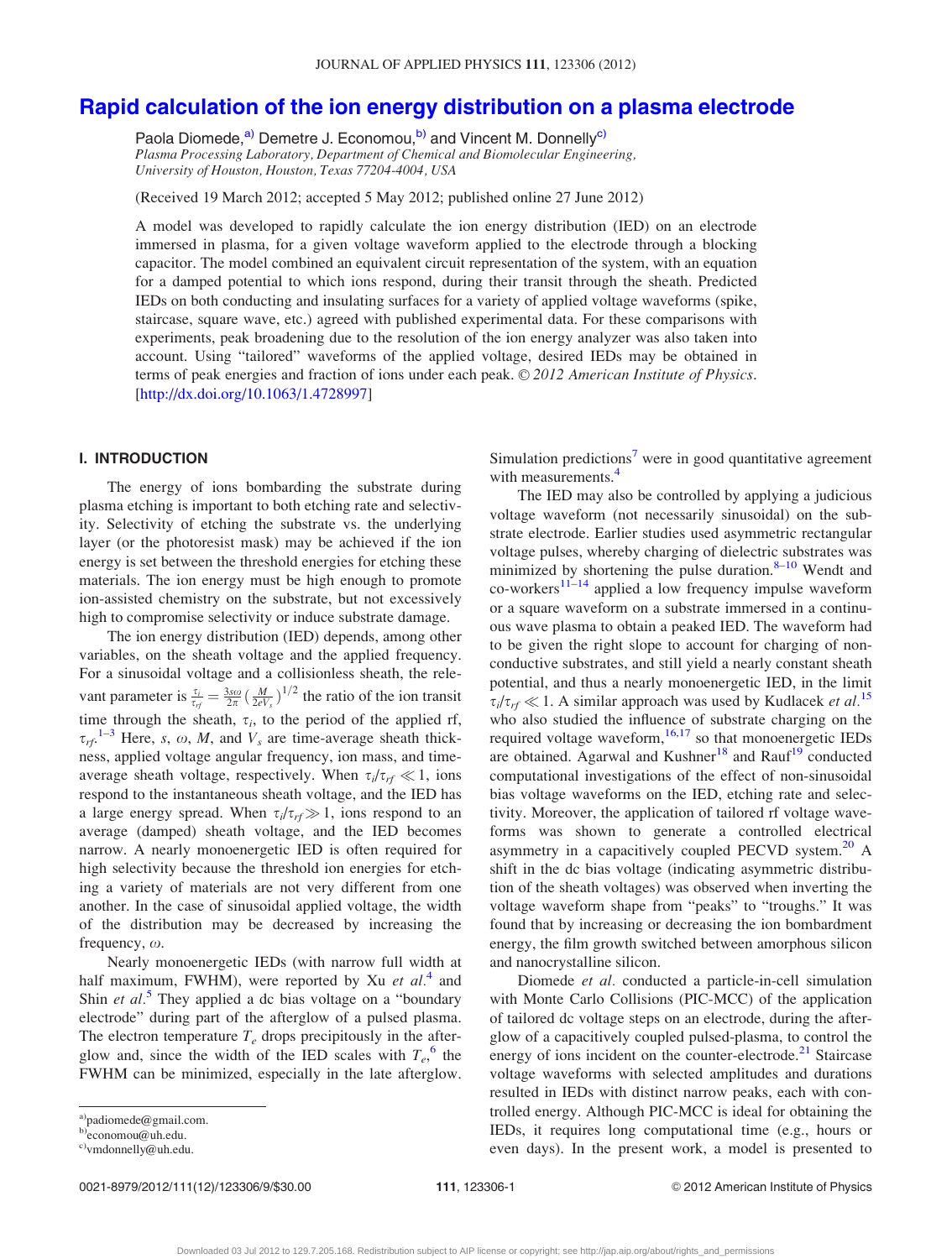# Rapid calculation of the ion energy distribution on a plasma electrode

Paola Diomede,[a] Demetre J. Economou,[b] and Vincent M. Donnelly[c]

*Plasma Processing Laboratory, Department of Chemical and Biomolecular Engineering, University of Houston, Houston, Texas 77204-4004, USA*

(Received 19 March 2012; accepted 5 May 2012; published online 27 June 2012)

A model was developed to rapidly calculate the ion energy distribution (IED) on an electrode immersed in plasma, for a given voltage waveform applied to the electrode through a blocking capacitor. The model combined an equivalent circuit representation of the system, with an equation for a damped potential to which ions respond, during their transit through the sheath. Predicted IEDs on both conducting and insulating surfaces for a variety of applied voltage waveforms (spike, staircase, square wave, etc.) agreed with published experimental data. For these comparisons with experiments, peak broadening due to the resolution of the ion energy analyzer was also taken into account. Using "tailored" waveforms of the applied voltage, desired IEDs may be obtained in terms of peak energies and fraction of ions under each peak. © *2012 American Institute of Physics*. [http://dx.doi.org/10.1063/1.4728997]

## I. INTRODUCTION

The energy of ions bombarding the substrate during plasma etching is important to both etching rate and selectivity. Selectivity of etching the substrate vs. the underlying layer (or the photoresist mask) may be achieved if the ion energy is set between the threshold energies for etching these materials. The ion energy must be high enough to promote ion-assisted chemistry on the substrate, but not excessively high to compromise selectivity or induce substrate damage.

The ion energy distribution (IED) depends, among other variables, on the sheath voltage and the applied frequency. For a sinusoidal voltage and a collisionless sheath, the relevant parameter is $\frac{\tau_i}{\tau_{rf}} = \frac{3s\omega}{2\pi}\left(\frac{M}{2eV_s}\right)^{1/2}$ the ratio of the ion transit time through the sheath, $\tau_i$, to the period of the applied rf, $\tau_{rf}$.[1–3] Here, $s$, $\omega$, $M$, and $V_s$ are time-average sheath thickness, applied voltage angular frequency, ion mass, and time-average sheath voltage, respectively. When $\tau_i/\tau_{rf} \ll 1$, ions respond to the instantaneous sheath voltage, and the IED has a large energy spread. When $\tau_i/\tau_{rf} \gg 1$, ions respond to an average (damped) sheath voltage, and the IED becomes narrow. A nearly monoenergetic IED is often required for high selectivity because the threshold ion energies for etching a variety of materials are not very different from one another. In the case of sinusoidal applied voltage, the width of the distribution may be decreased by increasing the frequency, $\omega$.

Nearly monoenergetic IEDs (with narrow full width at half maximum, FWHM), were reported by Xu *et al.*[4] and Shin *et al.*[5] They applied a dc bias voltage on a "boundary electrode" during part of the afterglow of a pulsed plasma. The electron temperature $T_e$ drops precipitously in the afterglow and, since the width of the IED scales with $T_e$,[6] the FWHM can be minimized, especially in the late afterglow. Simulation predictions[7] were in good quantitative agreement with measurements.[4]

The IED may also be controlled by applying a judicious voltage waveform (not necessarily sinusoidal) on the substrate electrode. Earlier studies used asymmetric rectangular voltage pulses, whereby charging of dielectric substrates was minimized by shortening the pulse duration.[8–10] Wendt and co-workers[11–14] applied a low frequency impulse waveform or a square waveform on a substrate immersed in a continuous wave plasma to obtain a peaked IED. The waveform had to be given the right slope to account for charging of nonconductive substrates, and still yield a nearly constant sheath potential, and thus a nearly monoenergetic IED, in the limit $\tau_i/\tau_{rf} \ll 1$. A similar approach was used by Kudlacek *et al.*[15] who also studied the influence of substrate charging on the required voltage waveform,[16,17] so that monoenergetic IEDs are obtained. Agarwal and Kushner[18] and Rauf[19] conducted computational investigations of the effect of non-sinusoidal bias voltage waveforms on the IED, etching rate and selectivity. Moreover, the application of tailored rf voltage waveforms was shown to generate a controlled electrical asymmetry in a capacitively coupled PECVD system.[20] A shift in the dc bias voltage (indicating asymmetric distribution of the sheath voltages) was observed when inverting the voltage waveform shape from "peaks" to "troughs." It was found that by increasing or decreasing the ion bombardment energy, the film growth switched between amorphous silicon and nanocrystalline silicon.

Diomede *et al.* conducted a particle-in-cell simulation with Monte Carlo Collisions (PIC-MCC) of the application of tailored dc voltage steps on an electrode, during the afterglow of a capacitively coupled pulsed-plasma, to control the energy of ions incident on the counter-electrode.[21] Staircase voltage waveforms with selected amplitudes and durations resulted in IEDs with distinct narrow peaks, each with controlled energy. Although PIC-MCC is ideal for obtaining the IEDs, it requires long computational time (e.g., hours or even days). In the present work, a model is presented to

---

[a] padiomede@gmail.com.
[b] economou@uh.edu.
[c] vmdonnelly@uh.edu.

0021-8979/2012/111(12)/123306/9/$30.00 © 2012 American Institute of Physics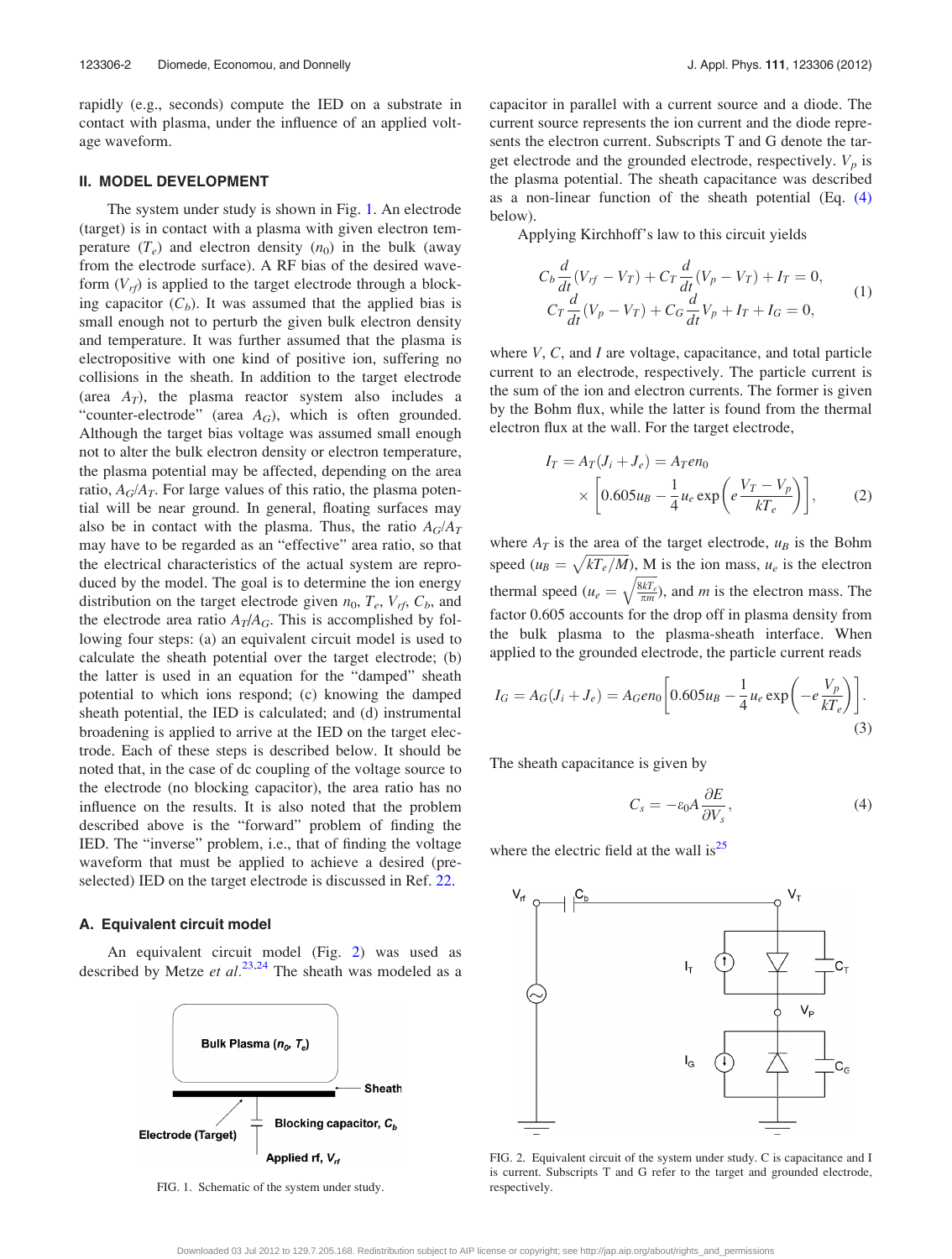rapidly (e.g., seconds) compute the IED on a substrate in contact with plasma, under the influence of an applied voltage waveform.

## II. MODEL DEVELOPMENT

The system under study is shown in Fig. 1. An electrode (target) is in contact with a plasma with given electron temperature ($T_e$) and electron density ($n_0$) in the bulk (away from the electrode surface). A RF bias of the desired waveform ($V_{rf}$) is applied to the target electrode through a blocking capacitor ($C_b$). It was assumed that the applied bias is small enough not to perturb the given bulk electron density and temperature. It was further assumed that the plasma is electropositive with one kind of positive ion, suffering no collisions in the sheath. In addition to the target electrode (area $A_T$), the plasma reactor system also includes a "counter-electrode" (area $A_G$), which is often grounded. Although the target bias voltage was assumed small enough not to alter the bulk electron density or electron temperature, the plasma potential may be affected, depending on the area ratio, $A_G/A_T$. For large values of this ratio, the plasma potential will be near ground. In general, floating surfaces may also be in contact with the plasma. Thus, the ratio $A_G/A_T$ may have to be regarded as an "effective" area ratio, so that the electrical characteristics of the actual system are reproduced by the model. The goal is to determine the ion energy distribution on the target electrode given $n_0$, $T_e$, $V_{rf}$, $C_b$, and the electrode area ratio $A_T/A_G$. This is accomplished by following four steps: (a) an equivalent circuit model is used to calculate the sheath potential over the target electrode; (b) the latter is used in an equation for the "damped" sheath potential to which ions respond; (c) knowing the damped sheath potential, the IED is calculated; and (d) instrumental broadening is applied to arrive at the IED on the target electrode. Each of these steps is described below. It should be noted that, in the case of dc coupling of the voltage source to the electrode (no blocking capacitor), the area ratio has no influence on the results. It is also noted that the problem described above is the "forward" problem of finding the IED. The "inverse" problem, i.e., that of finding the voltage waveform that must be applied to achieve a desired (preselected) IED on the target electrode is discussed in Ref. 22.

### A. Equivalent circuit model

An equivalent circuit model (Fig. 2) was used as described by Metze *et al.*[23,24] The sheath was modeled as a capacitor in parallel with a current source and a diode. The current source represents the ion current and the diode represents the electron current. Subscripts T and G denote the target electrode and the grounded electrode, respectively. $V_p$ is the plasma potential. The sheath capacitance was described as a non-linear function of the sheath potential (Eq. (4) below).

FIG. 1. Schematic of the system under study.

Applying Kirchhoff's law to this circuit yields

$$C_b \frac{d}{dt}(V_{rf} - V_T) + C_T \frac{d}{dt}(V_p - V_T) + I_T = 0,$$
$$C_T \frac{d}{dt}(V_p - V_T) + C_G \frac{d}{dt} V_p + I_T + I_G = 0, \tag{1}$$

where $V$, $C$, and $I$ are voltage, capacitance, and total particle current to an electrode, respectively. The particle current is the sum of the ion and electron currents. The former is given by the Bohm flux, while the latter is found from the thermal electron flux at the wall. For the target electrode,

$$I_T = A_T(J_i + J_e) = A_T e n_0 \times \left[0.605 u_B - \frac{1}{4} u_e \exp\left(e \frac{V_T - V_p}{kT_e}\right)\right], \tag{2}$$

where $A_T$ is the area of the target electrode, $u_B$ is the Bohm speed ($u_B = \sqrt{kT_e/M}$), M is the ion mass, $u_e$ is the electron thermal speed ($u_e = \sqrt{\frac{8kT_e}{\pi m}}$), and $m$ is the electron mass. The factor 0.605 accounts for the drop off in plasma density from the bulk plasma to the plasma-sheath interface. When applied to the grounded electrode, the particle current reads

$$I_G = A_G(J_i + J_e) = A_G e n_0 \left[0.605 u_B - \frac{1}{4} u_e \exp\left(-e \frac{V_p}{kT_e}\right)\right]. \tag{3}$$

The sheath capacitance is given by

$$C_s = -\varepsilon_0 A \frac{\partial E}{\partial V_s}, \tag{4}$$

where the electric field at the wall is[25]

FIG. 2. Equivalent circuit of the system under study. C is capacitance and I is current. Subscripts T and G refer to the target and grounded electrode, respectively.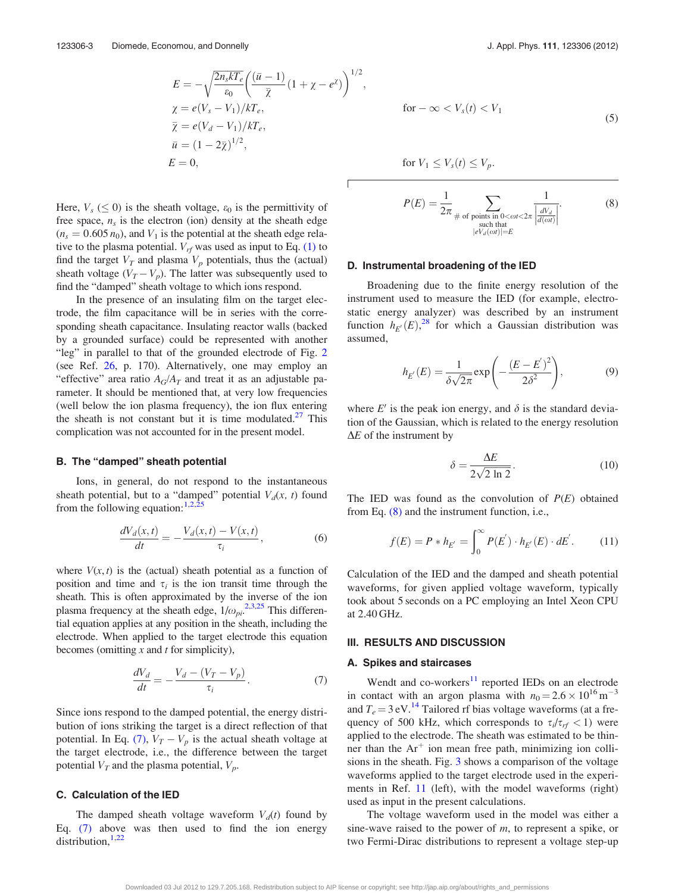$$
\begin{aligned}
E &= -\sqrt{\frac{2n_s kT_e}{\varepsilon_0}}\left(\frac{(\bar{u}-1)}{\bar{\chi}}\left(1+\chi-e^{\chi}\right)\right)^{1/2}, \\
\chi &= e(V_s - V_1)/kT_e, \qquad \text{for } -\infty < V_s(t) < V_1 \\
\bar{\chi} &= e(V_d - V_1)/kT_e, \\
\bar{u} &= (1-2\bar{\chi})^{1/2}, \\
E &= 0, \qquad \text{for } V_1 \le V_s(t) \le V_p.
\end{aligned} \tag{5}
$$

Here, $V_s$ ($\le 0$) is the sheath voltage, $\varepsilon_0$ is the permittivity of free space, $n_s$ is the electron (ion) density at the sheath edge ($n_s = 0.605\, n_0$), and $V_1$ is the potential at the sheath edge relative to the plasma potential. $V_{rf}$ was used as input to Eq. (1) to find the target $V_T$ and plasma $V_p$ potentials, thus the (actual) sheath voltage ($V_T - V_p$). The latter was subsequently used to find the "damped" sheath voltage to which ions respond.

In the presence of an insulating film on the target electrode, the film capacitance will be in series with the corresponding sheath capacitance. Insulating reactor walls (backed by a grounded surface) could be represented with another "leg" in parallel to that of the grounded electrode of Fig. 2 (see Ref. 26, p. 170). Alternatively, one may employ an "effective" area ratio $A_G/A_T$ and treat it as an adjustable parameter. It should be mentioned that, at very low frequencies (well below the ion plasma frequency), the ion flux entering the sheath is not constant but it is time modulated.[27] This complication was not accounted for in the present model.

### B. The "damped" sheath potential

Ions, in general, do not respond to the instantaneous sheath potential, but to a "damped" potential $V_d(x, t)$ found from the following equation:[1,2,25]

$$
\frac{dV_d(x,t)}{dt} = -\frac{V_d(x,t) - V(x,t)}{\tau_i}, \tag{6}
$$

where $V(x,t)$ is the (actual) sheath potential as a function of position and time and $\tau_i$ is the ion transit time through the sheath. This is often approximated by the inverse of the ion plasma frequency at the sheath edge, $1/\omega_{pi}$.[2,3,25] This differential equation applies at any position in the sheath, including the electrode. When applied to the target electrode this equation becomes (omitting $x$ and $t$ for simplicity),

$$
\frac{dV_d}{dt} = -\frac{V_d - (V_T - V_p)}{\tau_i}. \tag{7}
$$

Since ions respond to the damped potential, the energy distribution of ions striking the target is a direct reflection of that potential. In Eq. (7), $V_T - V_p$ is the actual sheath voltage at the target electrode, i.e., the difference between the target potential $V_T$ and the plasma potential, $V_p$.

### C. Calculation of the IED

The damped sheath voltage waveform $V_d(t)$ found by Eq. (7) above was then used to find the ion energy distribution,[1,22]

$$
P(E) = \frac{1}{2\pi} \sum_{\substack{\#\text{ of points in } 0<\omega t<2\pi \\ \text{such that} \\ |eV_d(\omega t)|=E}} \frac{1}{\left|\frac{dV_d}{d(\omega t)}\right|}. \tag{8}
$$

### D. Instrumental broadening of the IED

Broadening due to the finite energy resolution of the instrument used to measure the IED (for example, electrostatic energy analyzer) was described by an instrument function $h_{E'}(E)$,[28] for which a Gaussian distribution was assumed,

$$
h_{E'}(E) = \frac{1}{\delta\sqrt{2\pi}} \exp\left(-\frac{(E-E')^2}{2\delta^2}\right), \tag{9}
$$

where $E'$ is the peak ion energy, and $\delta$ is the standard deviation of the Gaussian, which is related to the energy resolution $\Delta E$ of the instrument by

$$
\delta = \frac{\Delta E}{2\sqrt{2\ln 2}}. \tag{10}
$$

The IED was found as the convolution of $P(E)$ obtained from Eq. (8) and the instrument function, i.e.,

$$
f(E) = P * h_{E'} = \int_0^{\infty} P(E') \cdot h_{E'}(E) \cdot dE'. \tag{11}
$$

Calculation of the IED and the damped and sheath potential waveforms, for given applied voltage waveform, typically took about 5 seconds on a PC employing an Intel Xeon CPU at 2.40 GHz.

## III. RESULTS AND DISCUSSION

### A. Spikes and staircases

Wendt and co-workers[11] reported IEDs on an electrode in contact with an argon plasma with $n_0 = 2.6 \times 10^{16}\,\text{m}^{-3}$ and $T_e = 3\,\text{eV}$.[14] Tailored rf bias voltage waveforms (at a frequency of 500 kHz, which corresponds to $\tau_i/\tau_{rf} < 1$) were applied to the electrode. The sheath was estimated to be thinner than the $Ar^+$ ion mean free path, minimizing ion collisions in the sheath. Fig. 3 shows a comparison of the voltage waveforms applied to the target electrode used in the experiments in Ref. 11 (left), with the model waveforms (right) used as input in the present calculations.

The voltage waveform used in the model was either a sine-wave raised to the power of $m$, to represent a spike, or two Fermi-Dirac distributions to represent a voltage step-up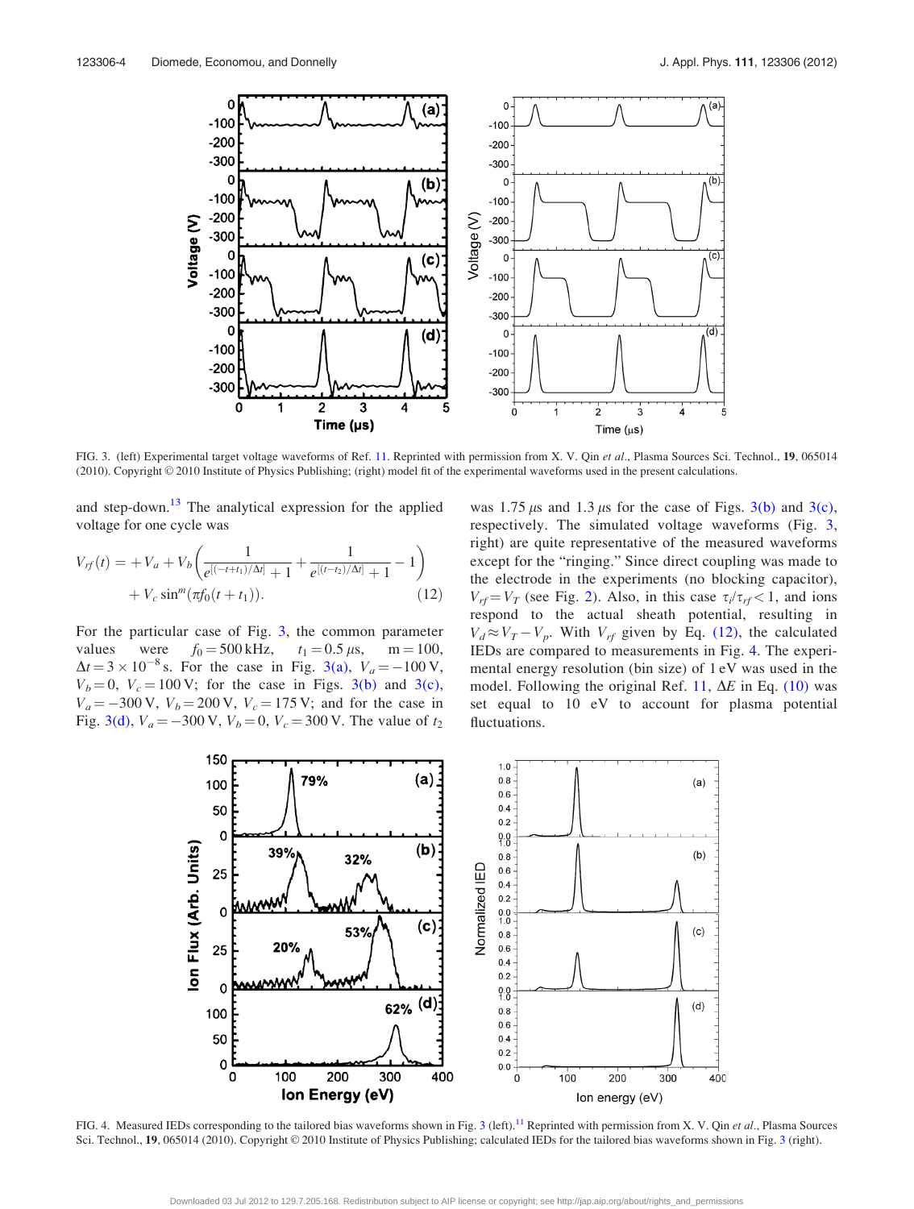FIG. 3. (left) Experimental target voltage waveforms of Ref. 11. Reprinted with permission from X. V. Qin *et al.*, Plasma Sources Sci. Technol., **19**, 065014 (2010). Copyright © 2010 Institute of Physics Publishing; (right) model fit of the experimental waveforms used in the present calculations.

and step-down.[13] The analytical expression for the applied voltage for one cycle was

$$V_{rf}(t) = +V_a + V_b\left(\frac{1}{e^{[(-t+t_1)/\Delta t]}+1} + \frac{1}{e^{[(t-t_2)/\Delta t]}+1} - 1\right) + V_c \sin^m(\pi f_0(t+t_1)). \tag{12}$$

For the particular case of Fig. 3, the common parameter values were $f_0 = 500\,\text{kHz}$, $t_1 = 0.5\,\mu\text{s}$, $m = 100$, $\Delta t = 3 \times 10^{-8}\,\text{s}$. For the case in Fig. 3(a), $V_a = -100\,\text{V}$, $V_b = 0$, $V_c = 100\,\text{V}$; for the case in Figs. 3(b) and 3(c), $V_a = -300\,\text{V}$, $V_b = 200\,\text{V}$, $V_c = 175\,\text{V}$; and for the case in Fig. 3(d), $V_a = -300\,\text{V}$, $V_b = 0$, $V_c = 300\,\text{V}$. The value of $t_2$ was 1.75 $\mu$s and 1.3 $\mu$s for the case of Figs. 3(b) and 3(c), respectively. The simulated voltage waveforms (Fig. 3, right) are quite representative of the measured waveforms except for the "ringing." Since direct coupling was made to the electrode in the experiments (no blocking capacitor), $V_{rf} = V_T$ (see Fig. 2). Also, in this case $\tau_i/\tau_{rf} < 1$, and ions respond to the actual sheath potential, resulting in $V_d \approx V_T - V_p$. With $V_{rf}$ given by Eq. (12), the calculated IEDs are compared to measurements in Fig. 4. The experimental energy resolution (bin size) of 1 eV was used in the model. Following the original Ref. 11, $\Delta E$ in Eq. (10) was set equal to 10 eV to account for plasma potential fluctuations.

FIG. 4. Measured IEDs corresponding to the tailored bias waveforms shown in Fig. 3 (left).[11] Reprinted with permission from X. V. Qin *et al.*, Plasma Sources Sci. Technol., **19**, 065014 (2010). Copyright © 2010 Institute of Physics Publishing; calculated IEDs for the tailored bias waveforms shown in Fig. 3 (right).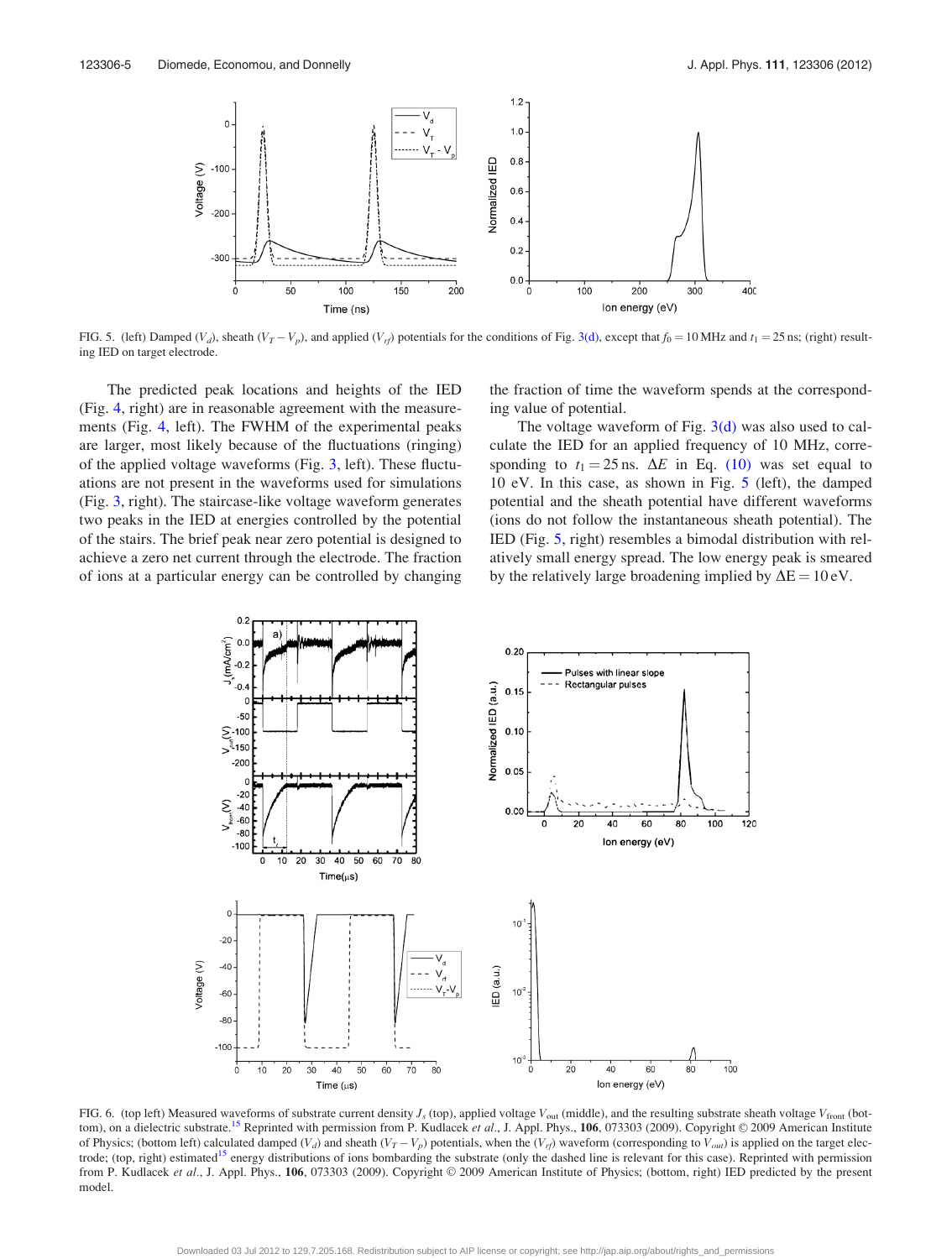FIG. 5. (left) Damped ($V_d$), sheath ($V_T - V_p$), and applied ($V_{rf}$) potentials for the conditions of Fig. 3(d), except that $f_0 = 10$ MHz and $t_1 = 25$ ns; (right) resulting IED on target electrode.

The predicted peak locations and heights of the IED (Fig. 4, right) are in reasonable agreement with the measurements (Fig. 4, left). The FWHM of the experimental peaks are larger, most likely because of the fluctuations (ringing) of the applied voltage waveforms (Fig. 3, left). These fluctuations are not present in the waveforms used for simulations (Fig. 3, right). The staircase-like voltage waveform generates two peaks in the IED at energies controlled by the potential of the stairs. The brief peak near zero potential is designed to achieve a zero net current through the electrode. The fraction of ions at a particular energy can be controlled by changing the fraction of time the waveform spends at the corresponding value of potential.

The voltage waveform of Fig. 3(d) was also used to calculate the IED for an applied frequency of 10 MHz, corresponding to $t_1 = 25$ ns. $\Delta E$ in Eq. (10) was set equal to 10 eV. In this case, as shown in Fig. 5 (left), the damped potential and the sheath potential have different waveforms (ions do not follow the instantaneous sheath potential). The IED (Fig. 5, right) resembles a bimodal distribution with relatively small energy spread. The low energy peak is smeared by the relatively large broadening implied by $\Delta E = 10$ eV.

FIG. 6. (top left) Measured waveforms of substrate current density $J_s$ (top), applied voltage $V_{out}$ (middle), and the resulting substrate sheath voltage $V_{front}$ (bottom), on a dielectric substrate.[15] Reprinted with permission from P. Kudlacek *et al.*, J. Appl. Phys., **106**, 073303 (2009). Copyright © 2009 American Institute of Physics; (bottom left) calculated damped ($V_d$) and sheath ($V_T - V_p$) potentials, when the ($V_{rf}$) waveform (corresponding to $V_{out}$) is applied on the target electrode; (top, right) estimated[15] energy distributions of ions bombarding the substrate (only the dashed line is relevant for this case). Reprinted with permission from P. Kudlacek *et al.*, J. Appl. Phys., **106**, 073303 (2009). Copyright © 2009 American Institute of Physics; (bottom, right) IED predicted by the present model.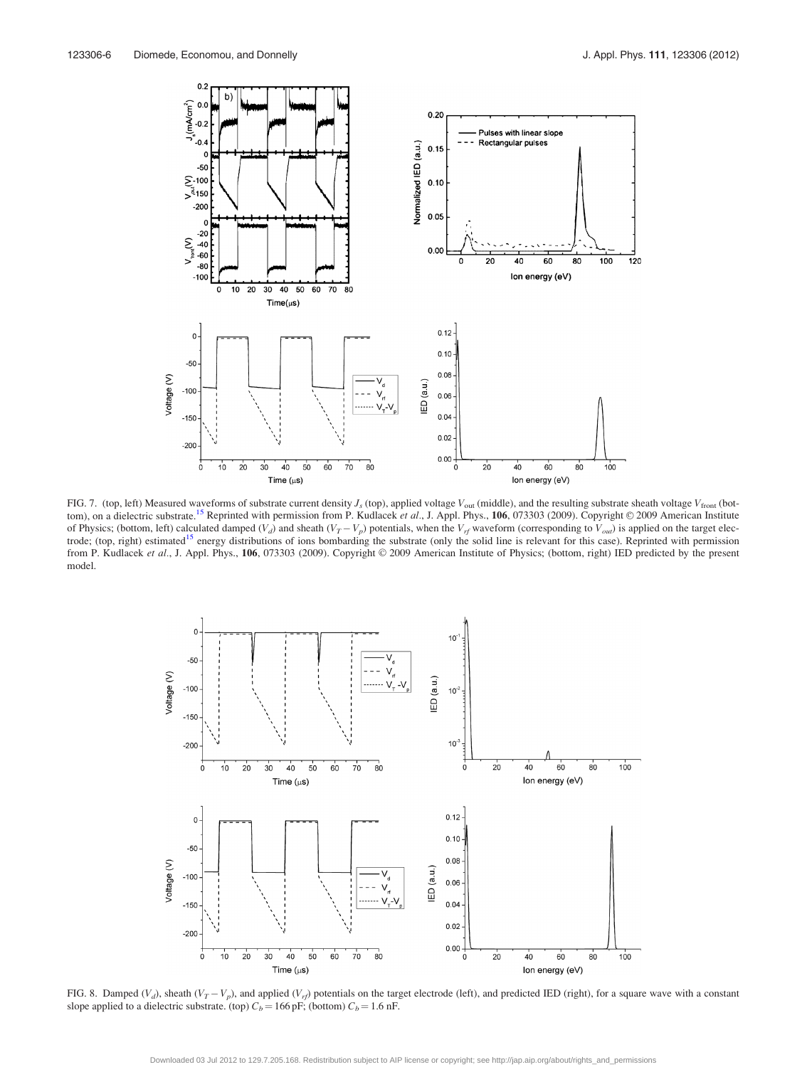FIG. 7. (top, left) Measured waveforms of substrate current density $J_s$ (top), applied voltage $V_{out}$ (middle), and the resulting substrate sheath voltage $V_{front}$ (bottom), on a dielectric substrate.[15] Reprinted with permission from P. Kudlacek *et al*., J. Appl. Phys., **106**, 073303 (2009). Copyright © 2009 American Institute of Physics; (bottom, left) calculated damped ($V_d$) and sheath ($V_T - V_p$) potentials, when the $V_{rf}$ waveform (corresponding to $V_{out}$) is applied on the target electrode; (top, right) estimated[15] energy distributions of ions bombarding the substrate (only the solid line is relevant for this case). Reprinted with permission from P. Kudlacek *et al*., J. Appl. Phys., **106**, 073303 (2009). Copyright © 2009 American Institute of Physics; (bottom, right) IED predicted by the present model.

FIG. 8. Damped ($V_d$), sheath ($V_T - V_p$), and applied ($V_{rf}$) potentials on the target electrode (left), and predicted IED (right), for a square wave with a constant slope applied to a dielectric substrate. (top) $C_b = 166$ pF; (bottom) $C_b = 1.6$ nF.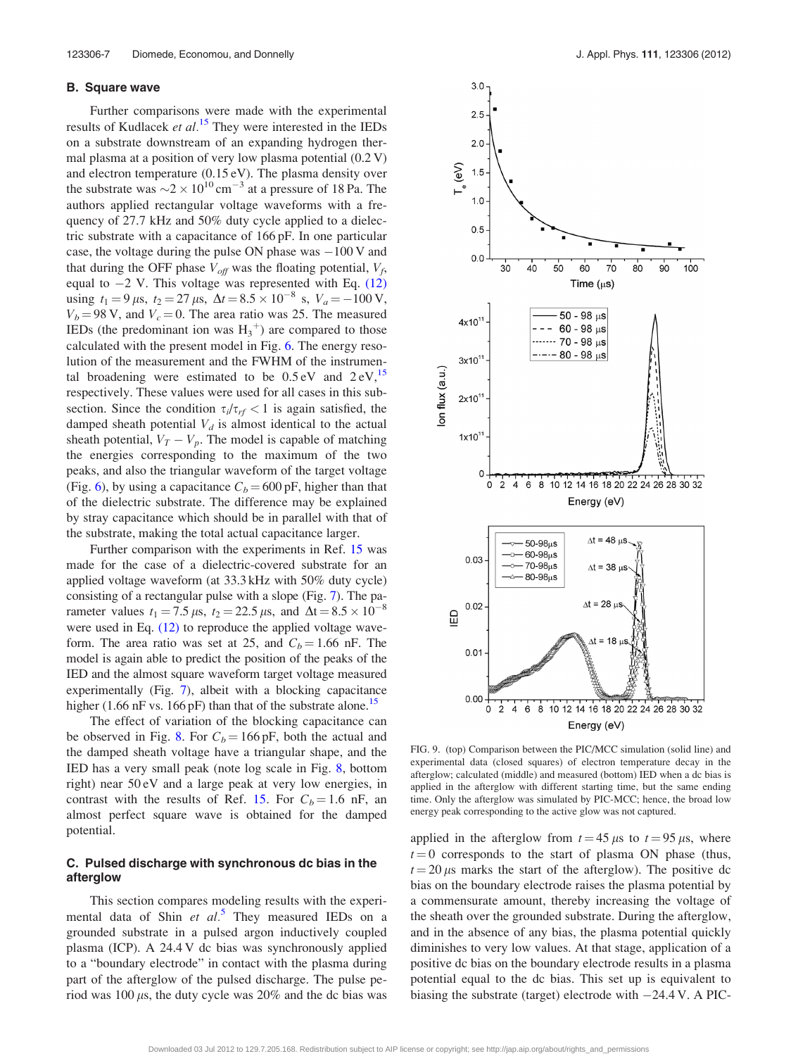### B. Square wave

Further comparisons were made with the experimental results of Kudlacek *et al.*[15] They were interested in the IEDs on a substrate downstream of an expanding hydrogen thermal plasma at a position of very low plasma potential (0.2 V) and electron temperature (0.15 eV). The plasma density over the substrate was $\sim 2 \times 10^{10}\,\mathrm{cm}^{-3}$ at a pressure of 18 Pa. The authors applied rectangular voltage waveforms with a frequency of 27.7 kHz and 50% duty cycle applied to a dielectric substrate with a capacitance of 166 pF. In one particular case, the voltage during the pulse ON phase was −100 V and that during the OFF phase $V_{off}$ was the floating potential, $V_f$, equal to −2 V. This voltage was represented with Eq. (12) using $t_1 = 9\,\mu$s, $t_2 = 27\,\mu$s, $\Delta t = 8.5 \times 10^{-8}$ s, $V_a = -100$ V, $V_b = 98$ V, and $V_c = 0$. The area ratio was 25. The measured IEDs (the predominant ion was $H_3^+$) are compared to those calculated with the present model in Fig. 6. The energy resolution of the measurement and the FWHM of the instrumental broadening were estimated to be 0.5 eV and 2 eV,[15] respectively. These values were used for all cases in this subsection. Since the condition $\tau_i/\tau_{rf} < 1$ is again satisfied, the damped sheath potential $V_d$ is almost identical to the actual sheath potential, $V_T - V_p$. The model is capable of matching the energies corresponding to the maximum of the two peaks, and also the triangular waveform of the target voltage (Fig. 6), by using a capacitance $C_b = 600$ pF, higher than that of the dielectric substrate. The difference may be explained by stray capacitance which should be in parallel with that of the substrate, making the total actual capacitance larger.

Further comparison with the experiments in Ref. 15 was made for the case of a dielectric-covered substrate for an applied voltage waveform (at 33.3 kHz with 50% duty cycle) consisting of a rectangular pulse with a slope (Fig. 7). The parameter values $t_1 = 7.5\,\mu$s, $t_2 = 22.5\,\mu$s, and $\Delta t = 8.5 \times 10^{-8}$ were used in Eq. (12) to reproduce the applied voltage waveform. The area ratio was set at 25, and $C_b = 1.66$ nF. The model is again able to predict the position of the peaks of the IED and the almost square waveform target voltage measured experimentally (Fig. 7), albeit with a blocking capacitance higher (1.66 nF vs. 166 pF) than that of the substrate alone.[15]

The effect of variation of the blocking capacitance can be observed in Fig. 8. For $C_b = 166$ pF, both the actual and the damped sheath voltage have a triangular shape, and the IED has a very small peak (note log scale in Fig. 8, bottom right) near 50 eV and a large peak at very low energies, in contrast with the results of Ref. 15. For $C_b = 1.6$ nF, an almost perfect square wave is obtained for the damped potential.

### C. Pulsed discharge with synchronous dc bias in the afterglow

This section compares modeling results with the experimental data of Shin *et al.*[5] They measured IEDs on a grounded substrate in a pulsed argon inductively coupled plasma (ICP). A 24.4 V dc bias was synchronously applied to a "boundary electrode" in contact with the plasma during part of the afterglow of the pulsed discharge. The pulse period was 100 $\mu$s, the duty cycle was 20% and the dc bias was applied in the afterglow from $t = 45\,\mu$s to $t = 95\,\mu$s, where $t = 0$ corresponds to the start of plasma ON phase (thus, $t = 20\,\mu$s marks the start of the afterglow). The positive dc bias on the boundary electrode raises the plasma potential by a commensurate amount, thereby increasing the voltage of the sheath over the grounded substrate. During the afterglow, and in the absence of any bias, the plasma potential quickly diminishes to very low values. At that stage, application of a positive dc bias on the boundary electrode results in a plasma potential equal to the dc bias. This set up is equivalent to biasing the substrate (target) electrode with −24.4 V. A PIC-

FIG. 9. (top) Comparison between the PIC/MCC simulation (solid line) and experimental data (closed squares) of electron temperature decay in the afterglow; calculated (middle) and measured (bottom) IED when a dc bias is applied in the afterglow with different starting time, but the same ending time. Only the afterglow was simulated by PIC-MCC; hence, the broad low energy peak corresponding to the active glow was not captured.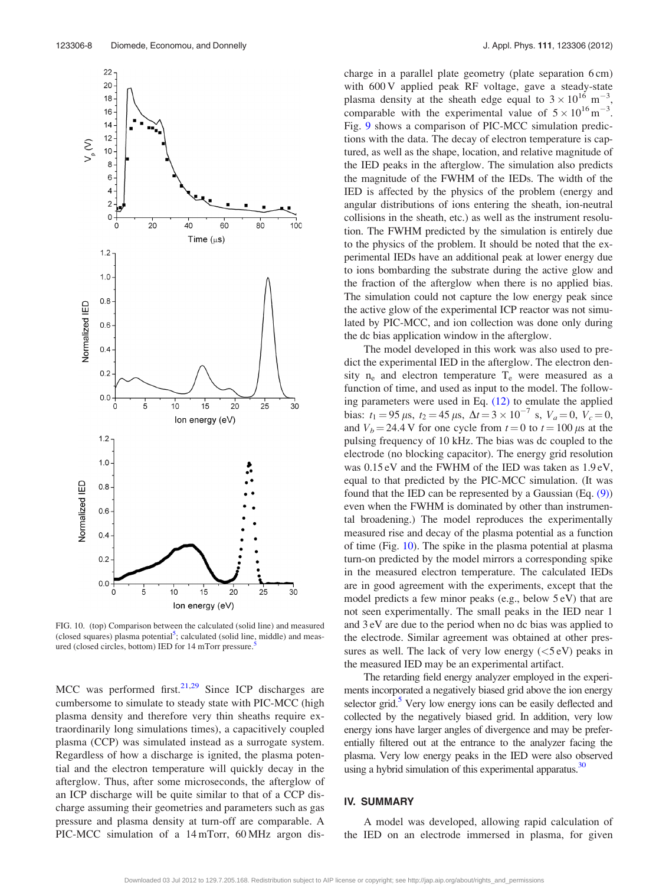FIG. 10. (top) Comparison between the calculated (solid line) and measured (closed squares) plasma potential[5]; calculated (solid line, middle) and measured (closed circles, bottom) IED for 14 mTorr pressure.[5]

MCC was performed first.[21,29] Since ICP discharges are cumbersome to simulate to steady state with PIC-MCC (high plasma density and therefore very thin sheaths require extraordinarily long simulations times), a capacitively coupled plasma (CCP) was simulated instead as a surrogate system. Regardless of how a discharge is ignited, the plasma potential and the electron temperature will quickly decay in the afterglow. Thus, after some microseconds, the afterglow of an ICP discharge will be quite similar to that of a CCP discharge assuming their geometries and parameters such as gas pressure and plasma density at turn-off are comparable. A PIC-MCC simulation of a 14 mTorr, 60 MHz argon discharge in a parallel plate geometry (plate separation 6 cm) with 600 V applied peak RF voltage, gave a steady-state plasma density at the sheath edge equal to $3 \times 10^{16}$ m$^{-3}$, comparable with the experimental value of $5 \times 10^{16}$ m$^{-3}$. Fig. 9 shows a comparison of PIC-MCC simulation predictions with the data. The decay of electron temperature is captured, as well as the shape, location, and relative magnitude of the IED peaks in the afterglow. The simulation also predicts the magnitude of the FWHM of the IEDs. The width of the IED is affected by the physics of the problem (energy and angular distributions of ions entering the sheath, ion-neutral collisions in the sheath, etc.) as well as the instrument resolution. The FWHM predicted by the simulation is entirely due to the physics of the problem. It should be noted that the experimental IEDs have an additional peak at lower energy due to ions bombarding the substrate during the active glow and the fraction of the afterglow when there is no applied bias. The simulation could not capture the low energy peak since the active glow of the experimental ICP reactor was not simulated by PIC-MCC, and ion collection was done only during the dc bias application window in the afterglow.

The model developed in this work was also used to predict the experimental IED in the afterglow. The electron density $n_e$ and electron temperature $T_e$ were measured as a function of time, and used as input to the model. The following parameters were used in Eq. (12) to emulate the applied bias: $t_1 = 95\,\mu$s, $t_2 = 45\,\mu$s, $\Delta t = 3 \times 10^{-7}$ s, $V_a = 0$, $V_c = 0$, and $V_b = 24.4$ V for one cycle from $t = 0$ to $t = 100\,\mu$s at the pulsing frequency of 10 kHz. The bias was dc coupled to the electrode (no blocking capacitor). The energy grid resolution was 0.15 eV and the FWHM of the IED was taken as 1.9 eV, equal to that predicted by the PIC-MCC simulation. (It was found that the IED can be represented by a Gaussian (Eq. (9)) even when the FWHM is dominated by other than instrumental broadening.) The model reproduces the experimentally measured rise and decay of the plasma potential as a function of time (Fig. 10). The spike in the plasma potential at plasma turn-on predicted by the model mirrors a corresponding spike in the measured electron temperature. The calculated IEDs are in good agreement with the experiments, except that the model predicts a few minor peaks (e.g., below 5 eV) that are not seen experimentally. The small peaks in the IED near 1 and 3 eV are due to the period when no dc bias was applied to the electrode. Similar agreement was obtained at other pressures as well. The lack of very low energy (<5 eV) peaks in the measured IED may be an experimental artifact.

The retarding field energy analyzer employed in the experiments incorporated a negatively biased grid above the ion energy selector grid.[5] Very low energy ions can be easily deflected and collected by the negatively biased grid. In addition, very low energy ions have larger angles of divergence and may be preferentially filtered out at the entrance to the analyzer facing the plasma. Very low energy peaks in the IED were also observed using a hybrid simulation of this experimental apparatus.[30]

## IV. SUMMARY

A model was developed, allowing rapid calculation of the IED on an electrode immersed in plasma, for given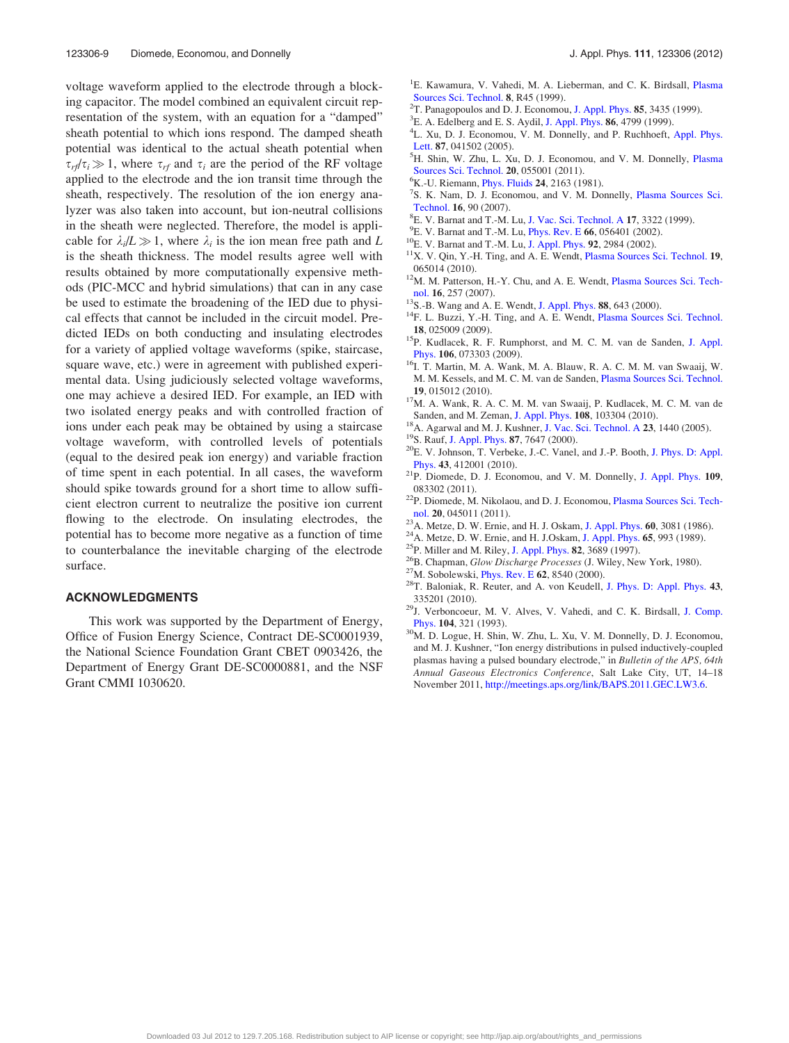voltage waveform applied to the electrode through a blocking capacitor. The model combined an equivalent circuit representation of the system, with an equation for a "damped" sheath potential to which ions respond. The damped sheath potential was identical to the actual sheath potential when $\tau_{rf}/\tau_i \gg 1$, where $\tau_{rf}$ and $\tau_i$ are the period of the RF voltage applied to the electrode and the ion transit time through the sheath, respectively. The resolution of the ion energy analyzer was also taken into account, but ion-neutral collisions in the sheath were neglected. Therefore, the model is applicable for $\lambda_i/L \gg 1$, where $\lambda_i$ is the ion mean free path and $L$ is the sheath thickness. The model results agree well with results obtained by more computationally expensive methods (PIC-MCC and hybrid simulations) that can in any case be used to estimate the broadening of the IED due to physical effects that cannot be included in the circuit model. Predicted IEDs on both conducting and insulating electrodes for a variety of applied voltage waveforms (spike, staircase, square wave, etc.) were in agreement with published experimental data. Using judiciously selected voltage waveforms, one may achieve a desired IED. For example, an IED with two isolated energy peaks and with controlled fraction of ions under each peak may be obtained by using a staircase voltage waveform, with controlled levels of potentials (equal to the desired peak ion energy) and variable fraction of time spent in each potential. In all cases, the waveform should spike towards ground for a short time to allow sufficient electron current to neutralize the positive ion current flowing to the electrode. On insulating electrodes, the potential has to become more negative as a function of time to counterbalance the inevitable charging of the electrode surface.

## ACKNOWLEDGMENTS

This work was supported by the Department of Energy, Office of Fusion Energy Science, Contract DE-SC0001939, the National Science Foundation Grant CBET 0903426, the Department of Energy Grant DE-SC0000881, and the NSF Grant CMMI 1030620.

[1] E. Kawamura, V. Vahedi, M. A. Lieberman, and C. K. Birdsall, Plasma Sources Sci. Technol. **8**, R45 (1999).
[2] T. Panagopoulos and D. J. Economou, J. Appl. Phys. **85**, 3435 (1999).
[3] E. A. Edelberg and E. S. Aydil, J. Appl. Phys. **86**, 4799 (1999).
[4] L. Xu, D. J. Economou, V. M. Donnelly, and P. Ruchhoeft, Appl. Phys. Lett. **87**, 041502 (2005).
[5] H. Shin, W. Zhu, L. Xu, D. J. Economou, and V. M. Donnelly, Plasma Sources Sci. Technol. **20**, 055001 (2011).
[6] K.-U. Riemann, Phys. Fluids **24**, 2163 (1981).
[7] S. K. Nam, D. J. Economou, and V. M. Donnelly, Plasma Sources Sci. Technol. **16**, 90 (2007).
[8] E. V. Barnat and T.-M. Lu, J. Vac. Sci. Technol. A **17**, 3322 (1999).
[9] E. V. Barnat and T.-M. Lu, Phys. Rev. E **66**, 056401 (2002).
[10] E. V. Barnat and T.-M. Lu, J. Appl. Phys. **92**, 2984 (2002).
[11] X. V. Qin, Y.-H. Ting, and A. E. Wendt, Plasma Sources Sci. Technol. **19**, 065014 (2010).
[12] M. M. Patterson, H.-Y. Chu, and A. E. Wendt, Plasma Sources Sci. Technol. **16**, 257 (2007).
[13] S.-B. Wang and A. E. Wendt, J. Appl. Phys. **88**, 643 (2000).
[14] F. L. Buzzi, Y.-H. Ting, and A. E. Wendt, Plasma Sources Sci. Technol. **18**, 025009 (2009).
[15] P. Kudlacek, R. F. Rumphorst, and M. C. M. van de Sanden, J. Appl. Phys. **106**, 073303 (2009).
[16] T. T. Martin, M. A. Wank, M. A. Blauw, R. A. C. M. M. van Swaaij, W. M. M. Kessels, and M. C. M. van de Sanden, Plasma Sources Sci. Technol. **19**, 015012 (2010).
[17] M. A. Wank, R. A. C. M. M. van Swaaij, P. Kudlacek, M. C. M. van de Sanden, and M. Zeman, J. Appl. Phys. **108**, 103304 (2010).
[18] A. Agarwal and M. J. Kushner, J. Vac. Sci. Technol. A **23**, 1440 (2005).
[19] S. Rauf, J. Appl. Phys. **87**, 7647 (2000).
[20] E. V. Johnson, T. Verbeke, J.-C. Vanel, and J.-P. Booth, J. Phys. D: Appl. Phys. **43**, 412001 (2010).
[21] P. Diomede, D. J. Economou, and V. M. Donnelly, J. Appl. Phys. **109**, 083302 (2011).
[22] P. Diomede, M. Nikolaou, and D. J. Economou, Plasma Sources Sci. Technol. **20**, 045011 (2011).
[23] A. Metze, D. W. Ernie, and H. J. Oskam, J. Appl. Phys. **60**, 3081 (1986).
[24] A. Metze, D. W. Ernie, and H. J.Oskam, J. Appl. Phys. **65**, 993 (1989).
[25] P. Miller and M. Riley, J. Appl. Phys. **82**, 3689 (1997).
[26] B. Chapman, *Glow Discharge Processes* (J. Wiley, New York, 1980).
[27] M. Sobolewski, Phys. Rev. E **62**, 8540 (2000).
[28] T. Baloniak, R. Reuter, and A. von Keudell, J. Phys. D: Appl. Phys. **43**, 335201 (2010).
[29] J. Verboncoeur, M. V. Alves, V. Vahedi, and C. K. Birdsall, J. Comp. Phys. **104**, 321 (1993).
[30] M. D. Logue, H. Shin, W. Zhu, L. Xu, V. M. Donnelly, D. J. Economou, and M. J. Kushner, "Ion energy distributions in pulsed inductively-coupled plasmas having a pulsed boundary electrode," in *Bulletin of the APS, 64th Annual Gaseous Electronics Conference*, Salt Lake City, UT, 14–18 November 2011, http://meetings.aps.org/link/BAPS.2011.GEC.LW3.6.